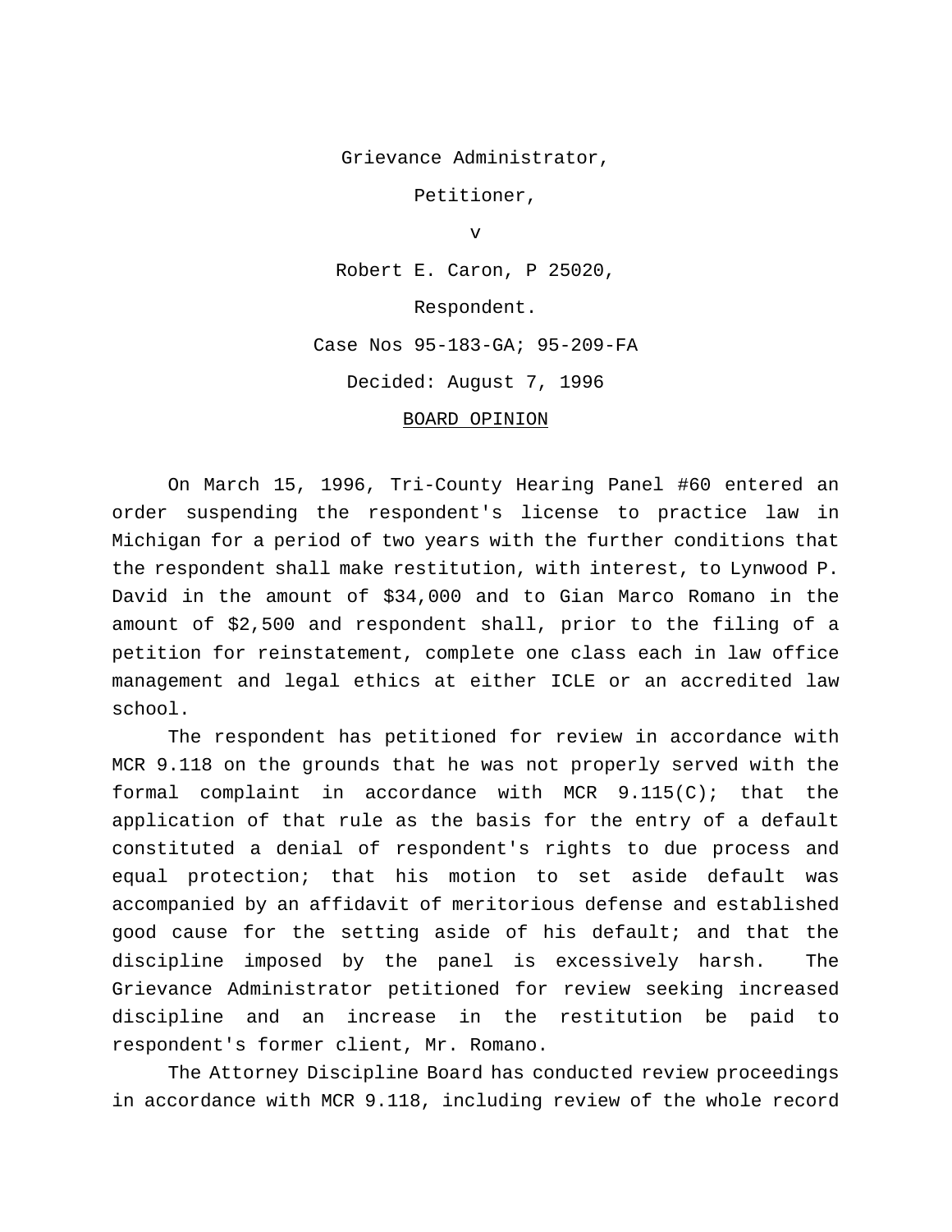Grievance Administrator,

Petitioner,

v

Robert E. Caron, P 25020,

Respondent.

Case Nos 95-183-GA; 95-209-FA

Decided: August 7, 1996

BOARD OPINION

On March 15, 1996, Tri-County Hearing Panel #60 entered an order suspending the respondent's license to practice law in Michigan for a period of two years with the further conditions that the respondent shall make restitution, with interest, to Lynwood P. David in the amount of $34,000 and to Gian Marco Romano in the amount of $2,500 and respondent shall, prior to the filing of a petition for reinstatement, complete one class each in law office management and legal ethics at either ICLE or an accredited law school.

The respondent has petitioned for review in accordance with MCR 9.118 on the grounds that he was not properly served with the formal complaint in accordance with MCR 9.115(C); that the application of that rule as the basis for the entry of a default constituted a denial of respondent's rights to due process and equal protection; that his motion to set aside default was accompanied by an affidavit of meritorious defense and established good cause for the setting aside of his default; and that the discipline imposed by the panel is excessively harsh. The Grievance Administrator petitioned for review seeking increased discipline and an increase in the restitution be paid to respondent's former client, Mr. Romano.

The Attorney Discipline Board has conducted review proceedings in accordance with MCR 9.118, including review of the whole record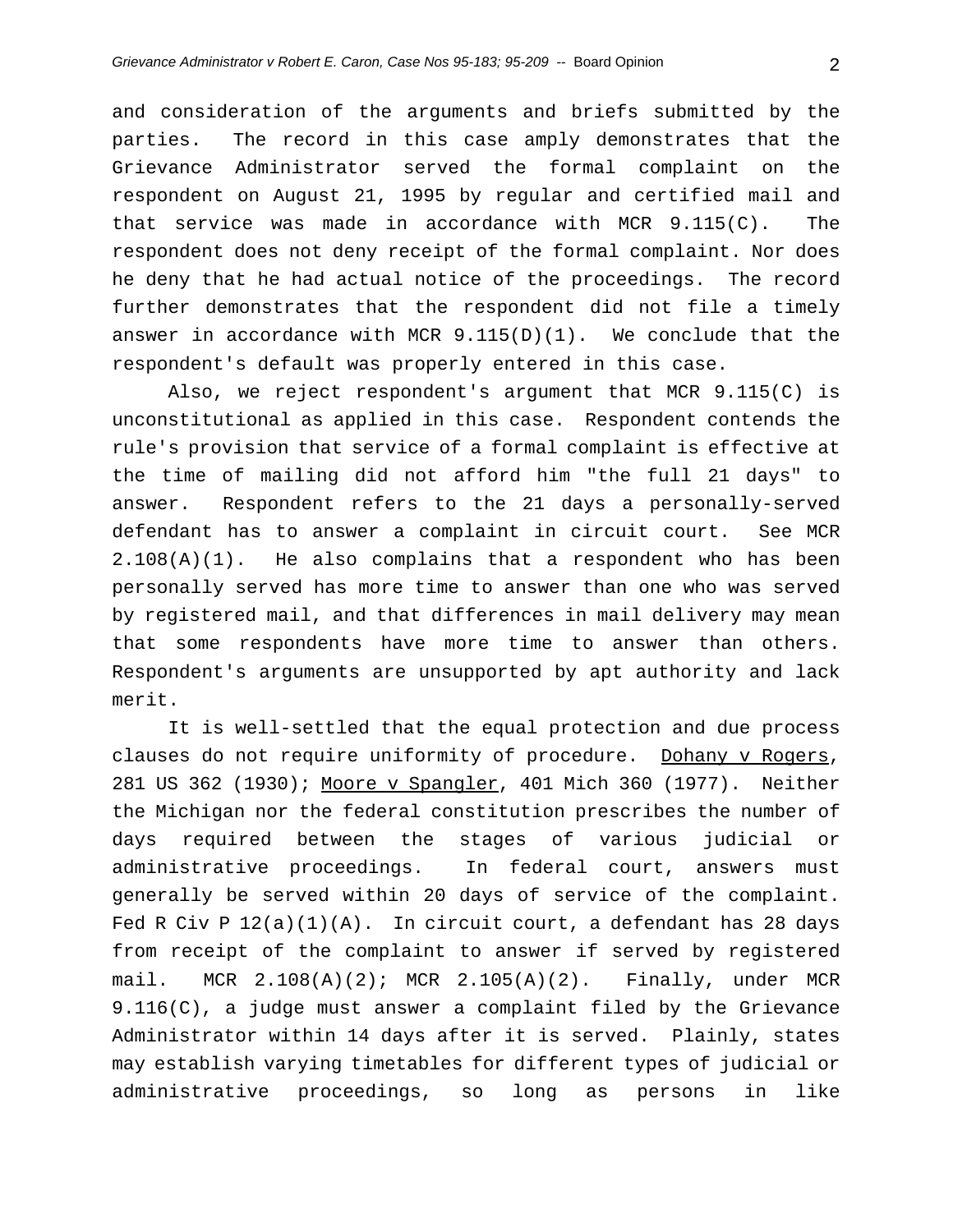and consideration of the arguments and briefs submitted by the parties. The record in this case amply demonstrates that the Grievance Administrator served the formal complaint on the respondent on August 21, 1995 by regular and certified mail and that service was made in accordance with MCR 9.115(C). The respondent does not deny receipt of the formal complaint. Nor does he deny that he had actual notice of the proceedings. The record further demonstrates that the respondent did not file a timely answer in accordance with MCR 9.115(D)(1). We conclude that the respondent's default was properly entered in this case.

Also, we reject respondent's argument that MCR 9.115(C) is unconstitutional as applied in this case. Respondent contends the rule's provision that service of a formal complaint is effective at the time of mailing did not afford him "the full 21 days" to answer. Respondent refers to the 21 days a personally-served defendant has to answer a complaint in circuit court. See MCR 2.108(A)(1). He also complains that a respondent who has been personally served has more time to answer than one who was served by registered mail, and that differences in mail delivery may mean that some respondents have more time to answer than others. Respondent's arguments are unsupported by apt authority and lack merit.

It is well-settled that the equal protection and due process clauses do not require uniformity of procedure. Dohany v Rogers, 281 US 362 (1930); Moore v Spangler, 401 Mich 360 (1977). Neither the Michigan nor the federal constitution prescribes the number of days required between the stages of various judicial or administrative proceedings. In federal court, answers must generally be served within 20 days of service of the complaint. Fed R Civ P 12(a)(1)(A). In circuit court, a defendant has 28 days from receipt of the complaint to answer if served by registered mail. MCR 2.108(A)(2); MCR 2.105(A)(2). Finally, under MCR 9.116(C), a judge must answer a complaint filed by the Grievance Administrator within 14 days after it is served. Plainly, states may establish varying timetables for different types of judicial or administrative proceedings, so long as persons in like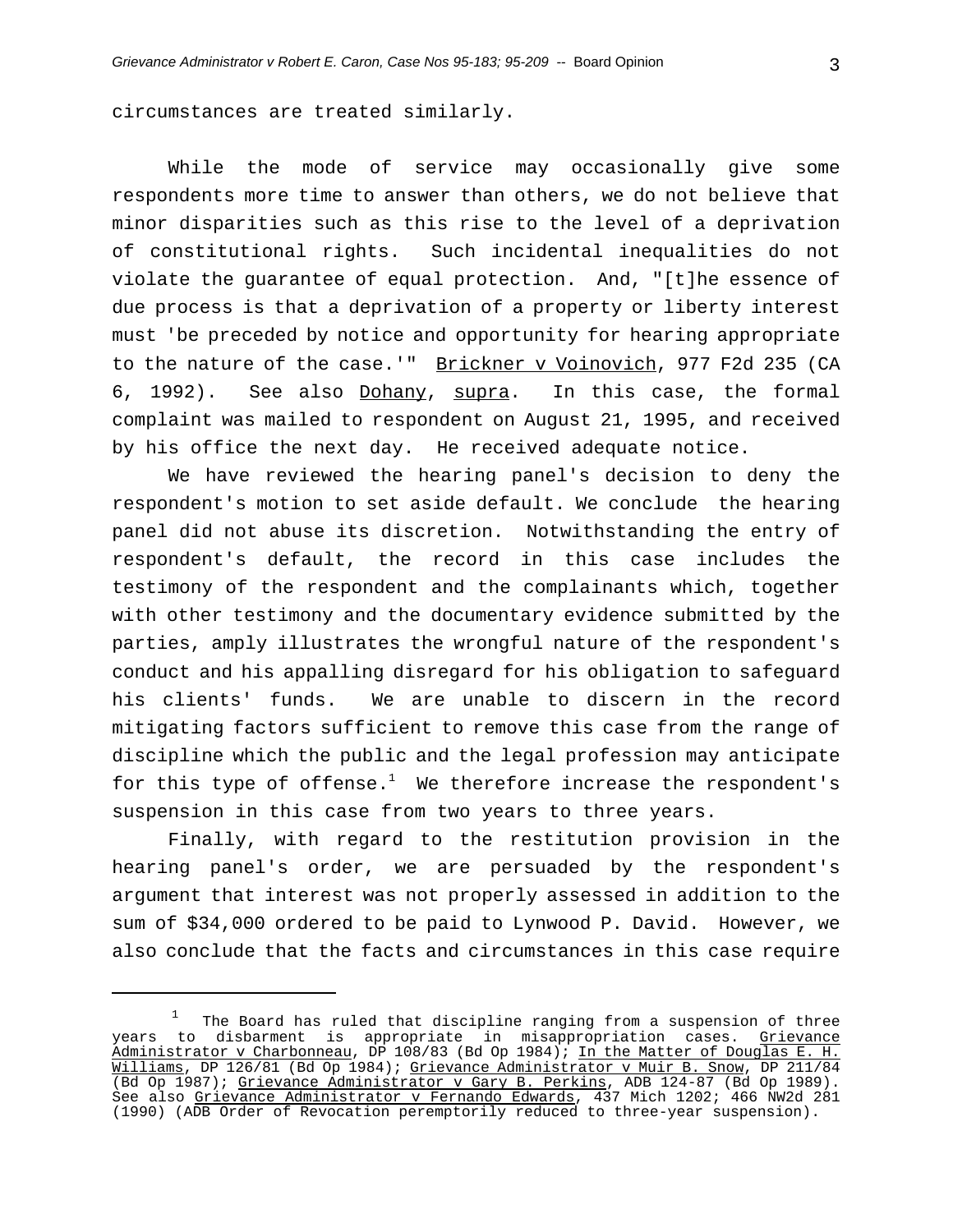circumstances are treated similarly.

While the mode of service may occasionally give some respondents more time to answer than others, we do not believe that minor disparities such as this rise to the level of a deprivation of constitutional rights. Such incidental inequalities do not violate the guarantee of equal protection. And, "[t]he essence of due process is that a deprivation of a property or liberty interest must 'be preceded by notice and opportunity for hearing appropriate to the nature of the case.'" Brickner v Voinovich, 977 F2d 235 (CA 6, 1992). See also Dohany, supra. In this case, the formal complaint was mailed to respondent on August 21, 1995, and received by his office the next day. He received adequate notice.

We have reviewed the hearing panel's decision to deny the respondent's motion to set aside default. We conclude the hearing panel did not abuse its discretion. Notwithstanding the entry of respondent's default, the record in this case includes the testimony of the respondent and the complainants which, together with other testimony and the documentary evidence submitted by the parties, amply illustrates the wrongful nature of the respondent's conduct and his appalling disregard for his obligation to safeguard his clients' funds. We are unable to discern in the record mitigating factors sufficient to remove this case from the range of discipline which the public and the legal profession may anticipate for this type of offense.[1] We therefore increase the respondent's suspension in this case from two years to three years.

Finally, with regard to the restitution provision in the hearing panel's order, we are persuaded by the respondent's argument that interest was not properly assessed in addition to the sum of $34,000 ordered to be paid to Lynwood P. David. However, we also conclude that the facts and circumstances in this case require

---

[1] The Board has ruled that discipline ranging from a suspension of three years to disbarment is appropriate in misappropriation cases. Grievance Administrator v Charbonneau, DP 108/83 (Bd Op 1984); In the Matter of Douglas E. H. Williams, DP 126/81 (Bd Op 1984); Grievance Administrator v Muir B. Snow, DP 211/84 (Bd Op 1987); Grievance Administrator v Gary B. Perkins, ADB 124-87 (Bd Op 1989). See also Grievance Administrator v Fernando Edwards, 437 Mich 1202; 466 NW2d 281 (1990) (ADB Order of Revocation peremptorily reduced to three-year suspension).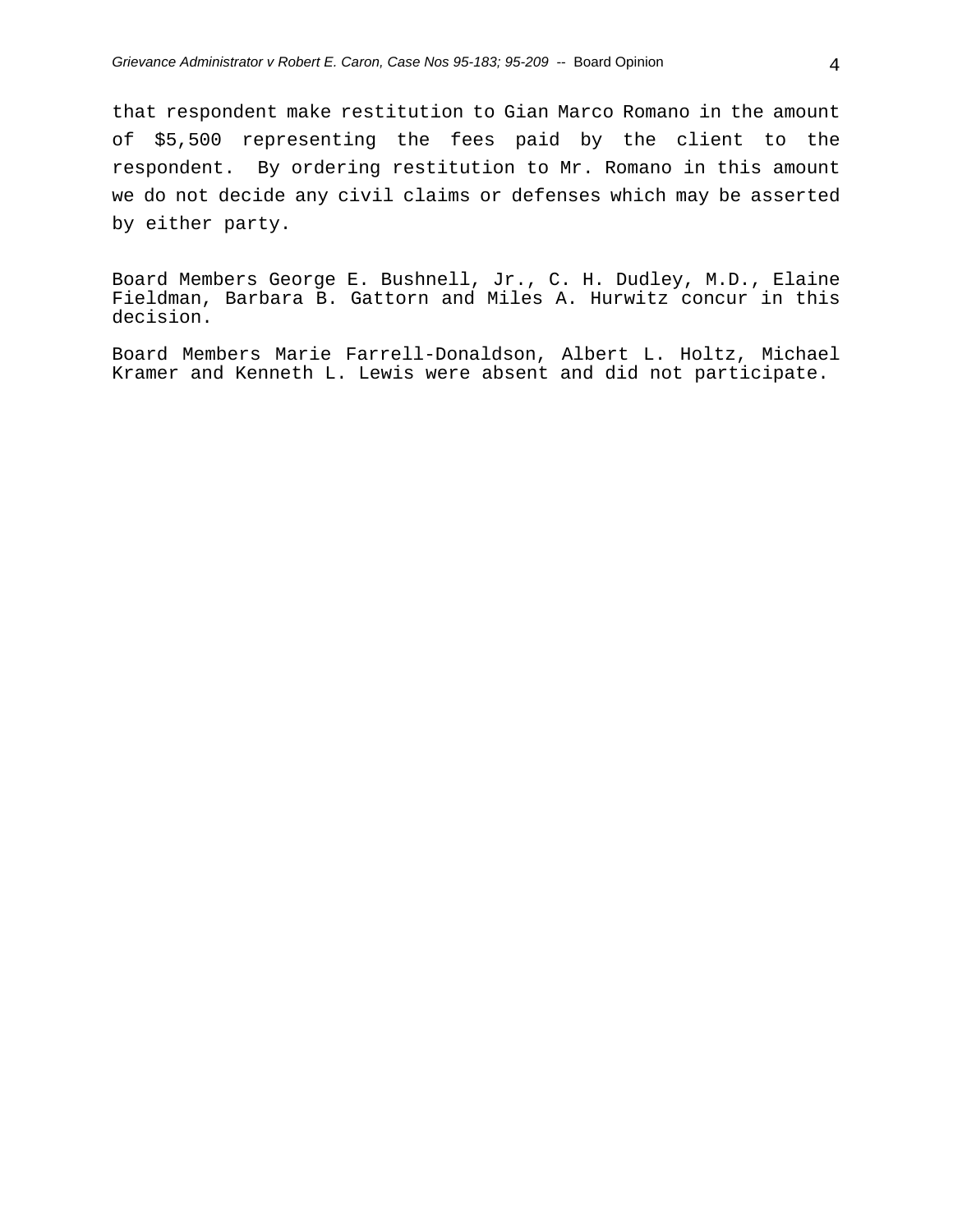that respondent make restitution to Gian Marco Romano in the amount of $5,500 representing the fees paid by the client to the respondent. By ordering restitution to Mr. Romano in this amount we do not decide any civil claims or defenses which may be asserted by either party.

Board Members George E. Bushnell, Jr., C. H. Dudley, M.D., Elaine Fieldman, Barbara B. Gattorn and Miles A. Hurwitz concur in this decision.

Board Members Marie Farrell-Donaldson, Albert L. Holtz, Michael Kramer and Kenneth L. Lewis were absent and did not participate.